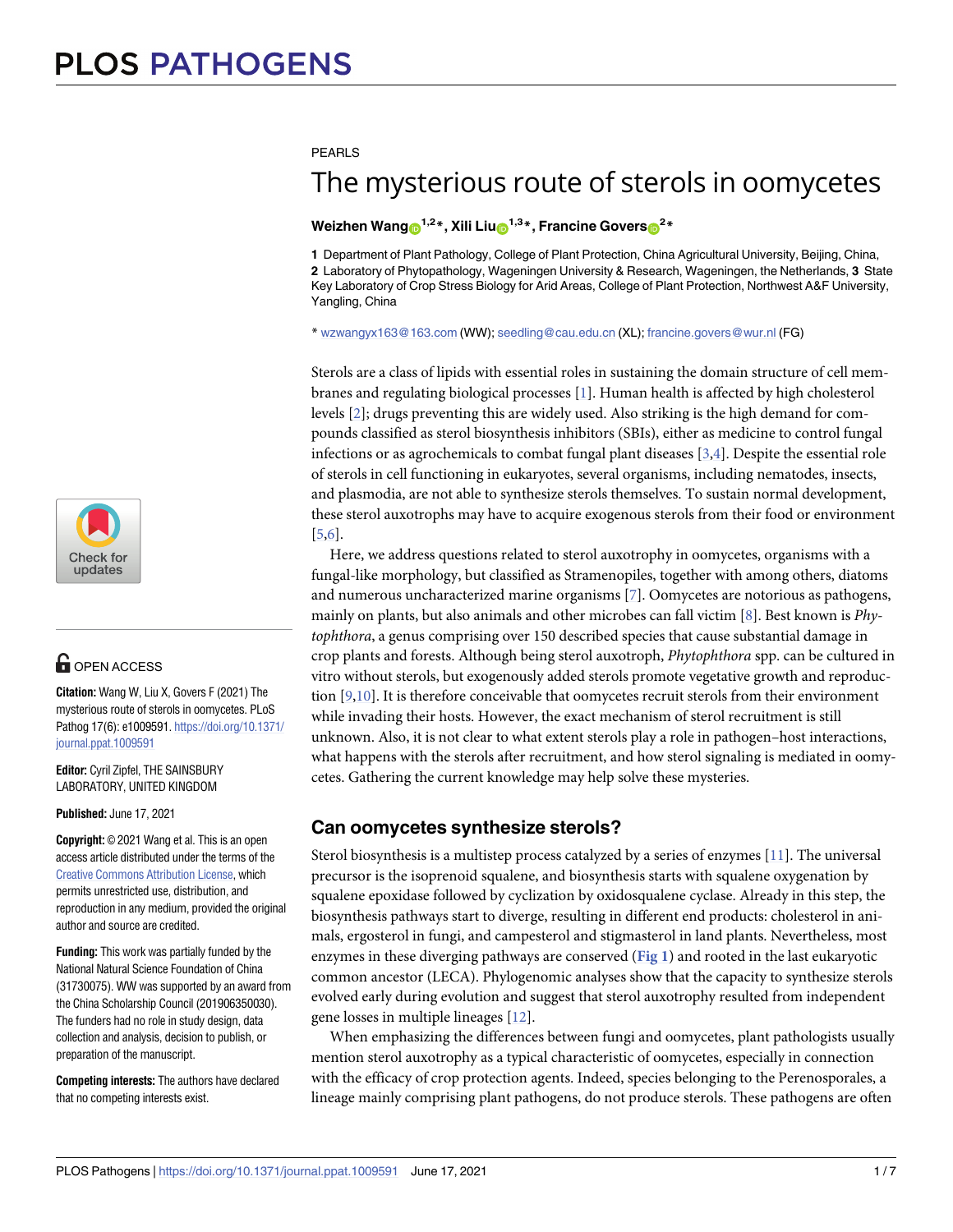PEARLS

# The mysterious route of sterols in oomycetes

**Weizhen Wang[1,2]*, Xili Liu[1,3]*, Francine Govers[2]***

**1** Department of Plant Pathology, College of Plant Protection, China Agricultural University, Beijing, China, **2** Laboratory of Phytopathology, Wageningen University & Research, Wageningen, the Netherlands, **3** State Key Laboratory of Crop Stress Biology for Arid Areas, College of Plant Protection, Northwest A&F University, Yangling, China

* wzwangyx163@163.com (WW); seedling@cau.edu.cn (XL); francine.govers@wur.nl (FG)

OPEN ACCESS

**Citation:** Wang W, Liu X, Govers F (2021) The mysterious route of sterols in oomycetes. PLoS Pathog 17(6): e1009591. https://doi.org/10.1371/journal.ppat.1009591

**Editor:** Cyril Zipfel, THE SAINSBURY LABORATORY, UNITED KINGDOM

**Published:** June 17, 2021

**Copyright:** © 2021 Wang et al. This is an open access article distributed under the terms of the Creative Commons Attribution License, which permits unrestricted use, distribution, and reproduction in any medium, provided the original author and source are credited.

**Funding:** This work was partially funded by the National Natural Science Foundation of China (31730075). WW was supported by an award from the China Scholarship Council (201906350030). The funders had no role in study design, data collection and analysis, decision to publish, or preparation of the manuscript.

**Competing interests:** The authors have declared that no competing interests exist.

Sterols are a class of lipids with essential roles in sustaining the domain structure of cell membranes and regulating biological processes [1]. Human health is affected by high cholesterol levels [2]; drugs preventing this are widely used. Also striking is the high demand for compounds classified as sterol biosynthesis inhibitors (SBIs), either as medicine to control fungal infections or as agrochemicals to combat fungal plant diseases [3,4]. Despite the essential role of sterols in cell functioning in eukaryotes, several organisms, including nematodes, insects, and plasmodia, are not able to synthesize sterols themselves. To sustain normal development, these sterol auxotrophs may have to acquire exogenous sterols from their food or environment [5,6].

Here, we address questions related to sterol auxotrophy in oomycetes, organisms with a fungal-like morphology, but classified as Stramenopiles, together with among others, diatoms and numerous uncharacterized marine organisms [7]. Oomycetes are notorious as pathogens, mainly on plants, but also animals and other microbes can fall victim [8]. Best known is *Phytophthora*, a genus comprising over 150 described species that cause substantial damage in crop plants and forests. Although being sterol auxotroph, *Phytophthora* spp. can be cultured in vitro without sterols, but exogenously added sterols promote vegetative growth and reproduction [9,10]. It is therefore conceivable that oomycetes recruit sterols from their environment while invading their hosts. However, the exact mechanism of sterol recruitment is still unknown. Also, it is not clear to what extent sterols play a role in pathogen–host interactions, what happens with the sterols after recruitment, and how sterol signaling is mediated in oomycetes. Gathering the current knowledge may help solve these mysteries.

## Can oomycetes synthesize sterols?

Sterol biosynthesis is a multistep process catalyzed by a series of enzymes [11]. The universal precursor is the isoprenoid squalene, and biosynthesis starts with squalene oxygenation by squalene epoxidase followed by cyclization by oxidosqualene cyclase. Already in this step, the biosynthesis pathways start to diverge, resulting in different end products: cholesterol in animals, ergosterol in fungi, and campesterol and stigmasterol in land plants. Nevertheless, most enzymes in these diverging pathways are conserved (Fig 1) and rooted in the last eukaryotic common ancestor (LECA). Phylogenomic analyses show that the capacity to synthesize sterols evolved early during evolution and suggest that sterol auxotrophy resulted from independent gene losses in multiple lineages [12].

When emphasizing the differences between fungi and oomycetes, plant pathologists usually mention sterol auxotrophy as a typical characteristic of oomycetes, especially in connection with the efficacy of crop protection agents. Indeed, species belonging to the Perenosporales, a lineage mainly comprising plant pathogens, do not produce sterols. These pathogens are often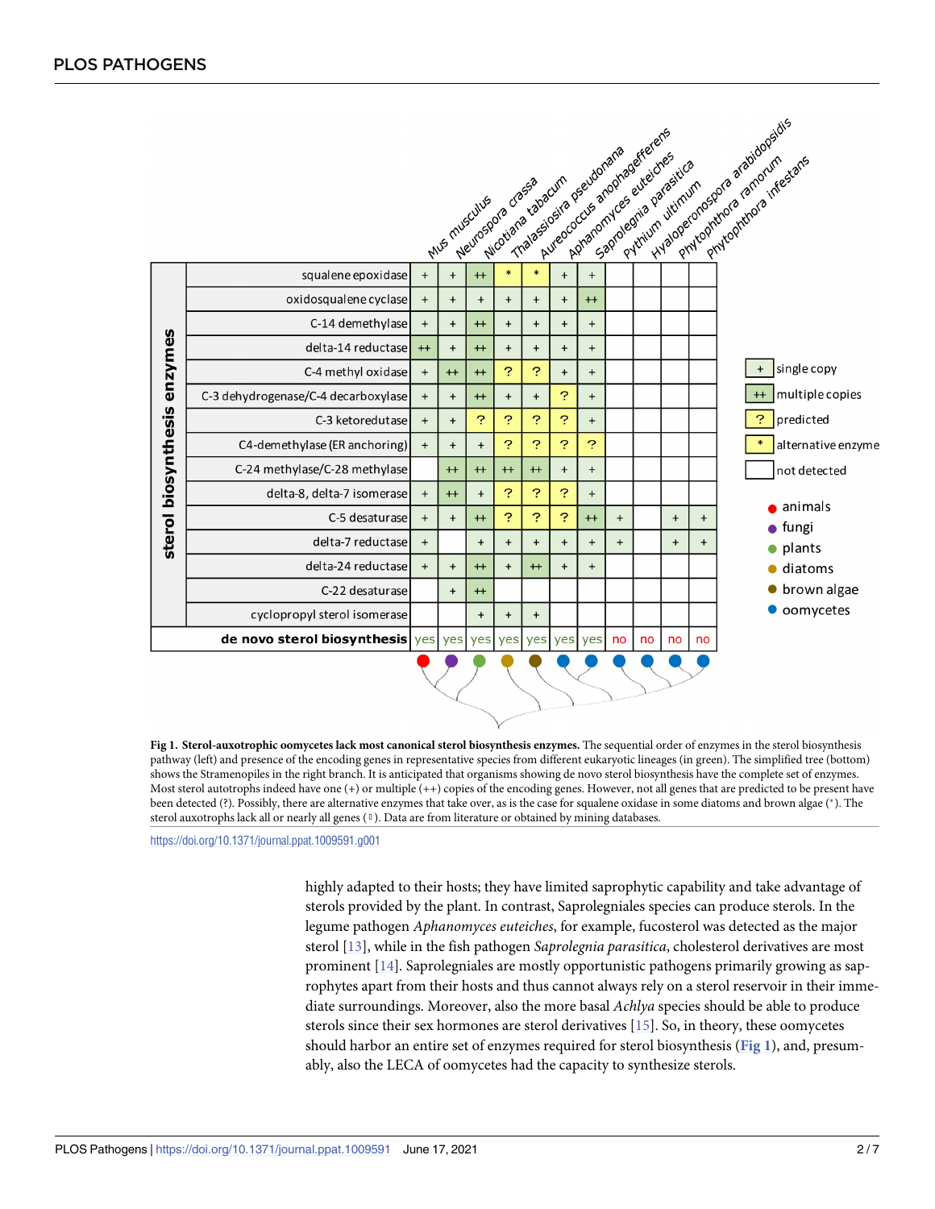| sterol biosynthesis enzymes | *Mus musculus* | *Neurospora crassa* | *Nicotiana tabacum* | *Thalassiosira pseudonana* | *Aureococcus anophagefferens* | *Aphanomyces euteiches* | *Saprolegnia parasitica* | *Pythium ultimum* | *Hyaloperonospora arabidopsidis* | *Phytophthora ramorum* | *Phytophthora infestans* |
|---|---|---|---|---|---|---|---|---|---|---|---|
| squalene epoxidase | + | + | ++ | * | * | + | + | | | | |
| oxidosqualene cyclase | + | + | + | + | + | + | ++ | | | | |
| C-14 demethylase | + | + | ++ | + | + | + | + | | | | |
| delta-14 reductase | ++ | + | ++ | + | + | + | + | | | | |
| C-4 methyl oxidase | + | ++ | ++ | ? | ? | + | + | | | | |
| C-3 dehydrogenase/C-4 decarboxylase | + | + | ++ | + | + | ? | + | | | | |
| C-3 ketoredutase | + | + | ? | ? | ? | ? | + | | | | |
| C4-demethylase (ER anchoring) | + | + | + | ? | ? | ? | ? | | | | |
| C-24 methylase/C-28 methylase | | ++ | ++ | ++ | ++ | + | + | | | | |
| delta-8, delta-7 isomerase | + | ++ | + | ? | ? | ? | + | | | | |
| C-5 desaturase | + | + | ++ | ? | ? | ? | ++ | + | | + | + |
| delta-7 reductase | + | | + | + | + | + | + | + | | + | + |
| delta-24 reductase | + | + | ++ | + | ++ | + | + | | | | |
| C-22 desaturase | | + | ++ | | | | | | | | |
| cyclopropyl sterol isomerase | | | + | + | + | | | | | | |
| **de novo sterol biosynthesis** | yes | yes | yes | yes | yes | yes | yes | no | no | no | no |

Legend: + single copy; ++ multiple copies; ? predicted; * alternative enzyme; (empty) not detected. Lineages: animals (*Mus musculus*), fungi (*Neurospora crassa*), plants (*Nicotiana tabacum*), diatoms (*Thalassiosira pseudonana*), brown algae (*Aureococcus anophagefferens*), oomycetes (remaining species).

**Fig 1. Sterol-auxotrophic oomycetes lack most canonical sterol biosynthesis enzymes.** The sequential order of enzymes in the sterol biosynthesis pathway (left) and presence of the encoding genes in representative species from different eukaryotic lineages (in green). The simplified tree (bottom) shows the Stramenopiles in the right branch. It is anticipated that organisms showing de novo sterol biosynthesis have the complete set of enzymes. Most sterol autotrophs indeed have one (+) or multiple (++) copies of the encoding genes. However, not all genes that are predicted to be present have been detected (?). Possibly, there are alternative enzymes that take over, as is the case for squalene oxidase in some diatoms and brown algae (*). The sterol auxotrophs lack all or nearly all genes (▯). Data are from literature or obtained by mining databases.

https://doi.org/10.1371/journal.ppat.1009591.g001

highly adapted to their hosts; they have limited saprophytic capability and take advantage of sterols provided by the plant. In contrast, Saprolegniales species can produce sterols. In the legume pathogen *Aphanomyces euteiches*, for example, fucosterol was detected as the major sterol [13], while in the fish pathogen *Saprolegnia parasitica*, cholesterol derivatives are most prominent [14]. Saprolegniales are mostly opportunistic pathogens primarily growing as saprophytes apart from their hosts and thus cannot always rely on a sterol reservoir in their immediate surroundings. Moreover, also the more basal *Achlya* species should be able to produce sterols since their sex hormones are sterol derivatives [15]. So, in theory, these oomycetes should harbor an entire set of enzymes required for sterol biosynthesis (Fig 1), and, presumably, also the LECA of oomycetes had the capacity to synthesize sterols.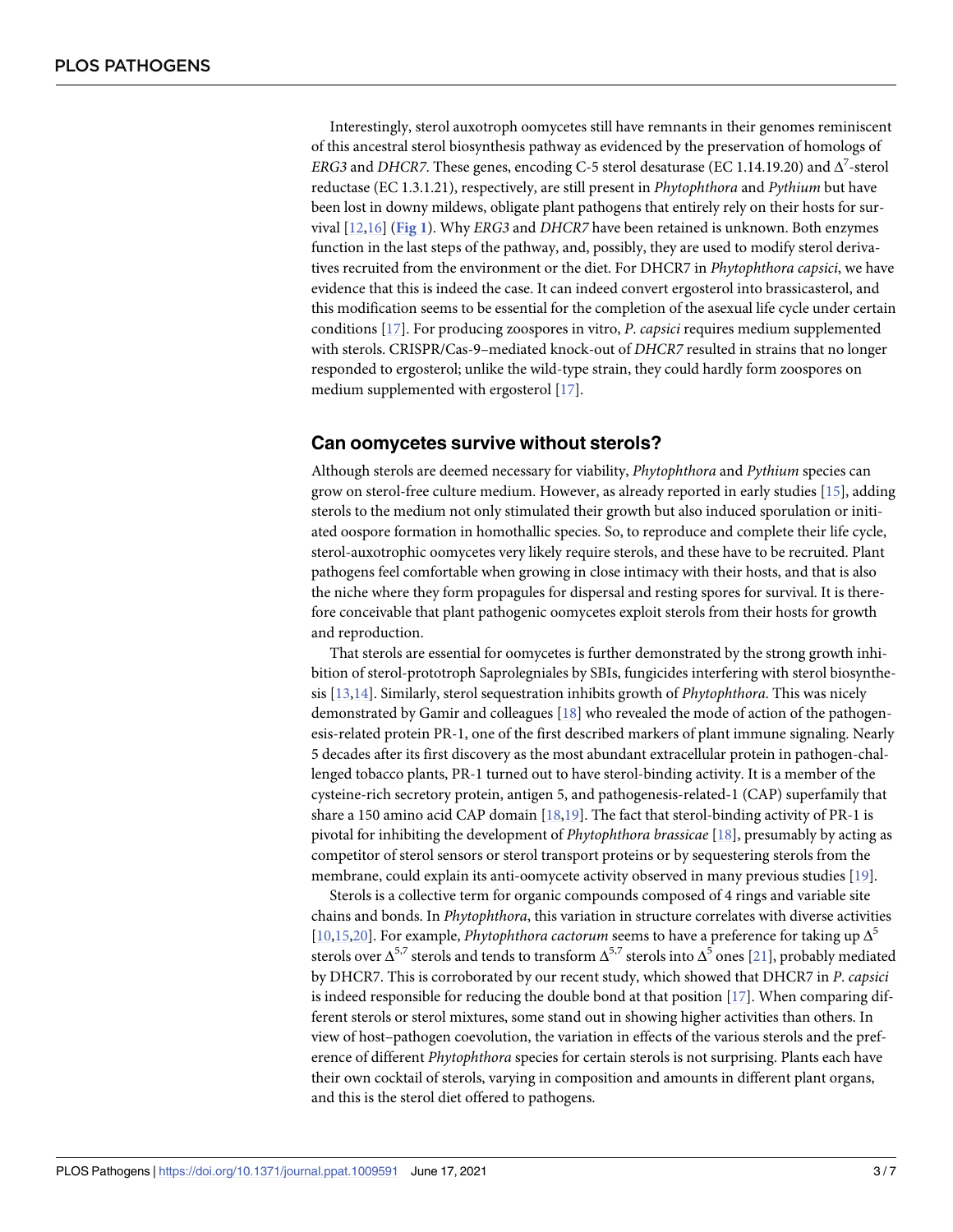Interestingly, sterol auxotroph oomycetes still have remnants in their genomes reminiscent of this ancestral sterol biosynthesis pathway as evidenced by the preservation of homologs of *ERG3* and *DHCR7*. These genes, encoding C-5 sterol desaturase (EC 1.14.19.20) and $\Delta^7$-sterol reductase (EC 1.3.1.21), respectively, are still present in *Phytophthora* and *Pythium* but have been lost in downy mildews, obligate plant pathogens that entirely rely on their hosts for survival [12,16] (**Fig 1**). Why *ERG3* and *DHCR7* have been retained is unknown. Both enzymes function in the last steps of the pathway, and, possibly, they are used to modify sterol derivatives recruited from the environment or the diet. For DHCR7 in *Phytophthora capsici*, we have evidence that this is indeed the case. It can indeed convert ergosterol into brassicasterol, and this modification seems to be essential for the completion of the asexual life cycle under certain conditions [17]. For producing zoospores in vitro, *P. capsici* requires medium supplemented with sterols. CRISPR/Cas-9–mediated knock-out of *DHCR7* resulted in strains that no longer responded to ergosterol; unlike the wild-type strain, they could hardly form zoospores on medium supplemented with ergosterol [17].

## Can oomycetes survive without sterols?

Although sterols are deemed necessary for viability, *Phytophthora* and *Pythium* species can grow on sterol-free culture medium. However, as already reported in early studies [15], adding sterols to the medium not only stimulated their growth but also induced sporulation or initiated oospore formation in homothallic species. So, to reproduce and complete their life cycle, sterol-auxotrophic oomycetes very likely require sterols, and these have to be recruited. Plant pathogens feel comfortable when growing in close intimacy with their hosts, and that is also the niche where they form propagules for dispersal and resting spores for survival. It is therefore conceivable that plant pathogenic oomycetes exploit sterols from their hosts for growth and reproduction.

That sterols are essential for oomycetes is further demonstrated by the strong growth inhibition of sterol-prototroph Saprolegniales by SBIs, fungicides interfering with sterol biosynthesis [13,14]. Similarly, sterol sequestration inhibits growth of *Phytophthora*. This was nicely demonstrated by Gamir and colleagues [18] who revealed the mode of action of the pathogenesis-related protein PR-1, one of the first described markers of plant immune signaling. Nearly 5 decades after its first discovery as the most abundant extracellular protein in pathogen-challenged tobacco plants, PR-1 turned out to have sterol-binding activity. It is a member of the cysteine-rich secretory protein, antigen 5, and pathogenesis-related-1 (CAP) superfamily that share a 150 amino acid CAP domain [18,19]. The fact that sterol-binding activity of PR-1 is pivotal for inhibiting the development of *Phytophthora brassicae* [18], presumably by acting as competitor of sterol sensors or sterol transport proteins or by sequestering sterols from the membrane, could explain its anti-oomycete activity observed in many previous studies [19].

Sterols is a collective term for organic compounds composed of 4 rings and variable site chains and bonds. In *Phytophthora*, this variation in structure correlates with diverse activities [10,15,20]. For example, *Phytophthora cactorum* seems to have a preference for taking up $\Delta^5$ sterols over $\Delta^{5,7}$ sterols and tends to transform $\Delta^{5,7}$ sterols into $\Delta^5$ ones [21], probably mediated by DHCR7. This is corroborated by our recent study, which showed that DHCR7 in *P. capsici* is indeed responsible for reducing the double bond at that position [17]. When comparing different sterols or sterol mixtures, some stand out in showing higher activities than others. In view of host–pathogen coevolution, the variation in effects of the various sterols and the preference of different *Phytophthora* species for certain sterols is not surprising. Plants each have their own cocktail of sterols, varying in composition and amounts in different plant organs, and this is the sterol diet offered to pathogens.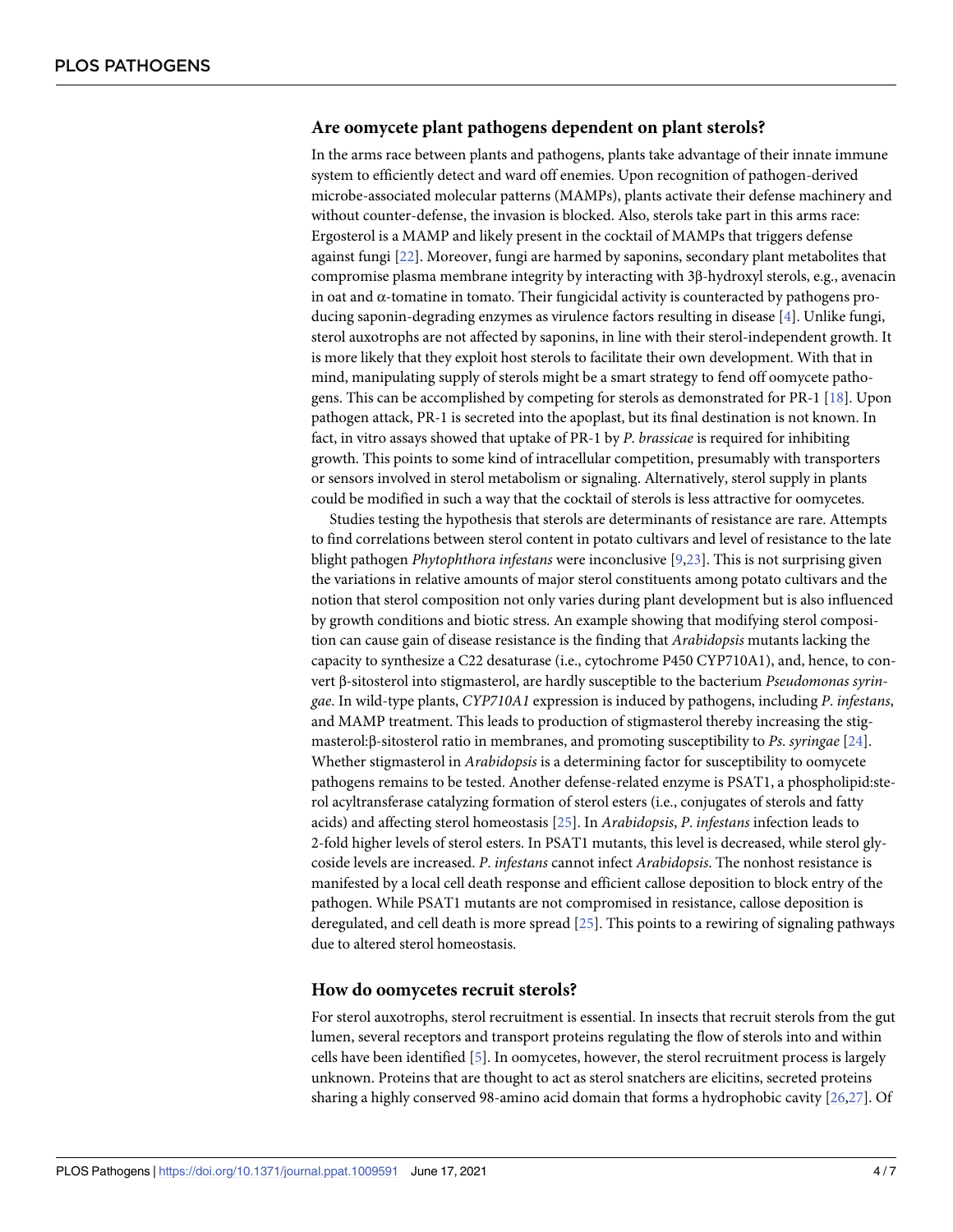## Are oomycete plant pathogens dependent on plant sterols?

In the arms race between plants and pathogens, plants take advantage of their innate immune system to efficiently detect and ward off enemies. Upon recognition of pathogen-derived microbe-associated molecular patterns (MAMPs), plants activate their defense machinery and without counter-defense, the invasion is blocked. Also, sterols take part in this arms race: Ergosterol is a MAMP and likely present in the cocktail of MAMPs that triggers defense against fungi [22]. Moreover, fungi are harmed by saponins, secondary plant metabolites that compromise plasma membrane integrity by interacting with 3β-hydroxyl sterols, e.g., avenacin in oat and α-tomatine in tomato. Their fungicidal activity is counteracted by pathogens producing saponin-degrading enzymes as virulence factors resulting in disease [4]. Unlike fungi, sterol auxotrophs are not affected by saponins, in line with their sterol-independent growth. It is more likely that they exploit host sterols to facilitate their own development. With that in mind, manipulating supply of sterols might be a smart strategy to fend off oomycete pathogens. This can be accomplished by competing for sterols as demonstrated for PR-1 [18]. Upon pathogen attack, PR-1 is secreted into the apoplast, but its final destination is not known. In fact, in vitro assays showed that uptake of PR-1 by *P*. *brassicae* is required for inhibiting growth. This points to some kind of intracellular competition, presumably with transporters or sensors involved in sterol metabolism or signaling. Alternatively, sterol supply in plants could be modified in such a way that the cocktail of sterols is less attractive for oomycetes.

Studies testing the hypothesis that sterols are determinants of resistance are rare. Attempts to find correlations between sterol content in potato cultivars and level of resistance to the late blight pathogen *Phytophthora infestans* were inconclusive [9,23]. This is not surprising given the variations in relative amounts of major sterol constituents among potato cultivars and the notion that sterol composition not only varies during plant development but is also influenced by growth conditions and biotic stress. An example showing that modifying sterol composition can cause gain of disease resistance is the finding that *Arabidopsis* mutants lacking the capacity to synthesize a C22 desaturase (i.e., cytochrome P450 CYP710A1), and, hence, to convert β-sitosterol into stigmasterol, are hardly susceptible to the bacterium *Pseudomonas syringae*. In wild-type plants, *CYP710A1* expression is induced by pathogens, including *P*. *infestans*, and MAMP treatment. This leads to production of stigmasterol thereby increasing the stigmasterol:β-sitosterol ratio in membranes, and promoting susceptibility to *Ps*. *syringae* [24]. Whether stigmasterol in *Arabidopsis* is a determining factor for susceptibility to oomycete pathogens remains to be tested. Another defense-related enzyme is PSAT1, a phospholipid:sterol acyltransferase catalyzing formation of sterol esters (i.e., conjugates of sterols and fatty acids) and affecting sterol homeostasis [25]. In *Arabidopsis*, *P*. *infestans* infection leads to 2-fold higher levels of sterol esters. In PSAT1 mutants, this level is decreased, while sterol glycoside levels are increased. *P*. *infestans* cannot infect *Arabidopsis*. The nonhost resistance is manifested by a local cell death response and efficient callose deposition to block entry of the pathogen. While PSAT1 mutants are not compromised in resistance, callose deposition is deregulated, and cell death is more spread [25]. This points to a rewiring of signaling pathways due to altered sterol homeostasis.

## How do oomycetes recruit sterols?

For sterol auxotrophs, sterol recruitment is essential. In insects that recruit sterols from the gut lumen, several receptors and transport proteins regulating the flow of sterols into and within cells have been identified [5]. In oomycetes, however, the sterol recruitment process is largely unknown. Proteins that are thought to act as sterol snatchers are elicitins, secreted proteins sharing a highly conserved 98-amino acid domain that forms a hydrophobic cavity [26,27]. Of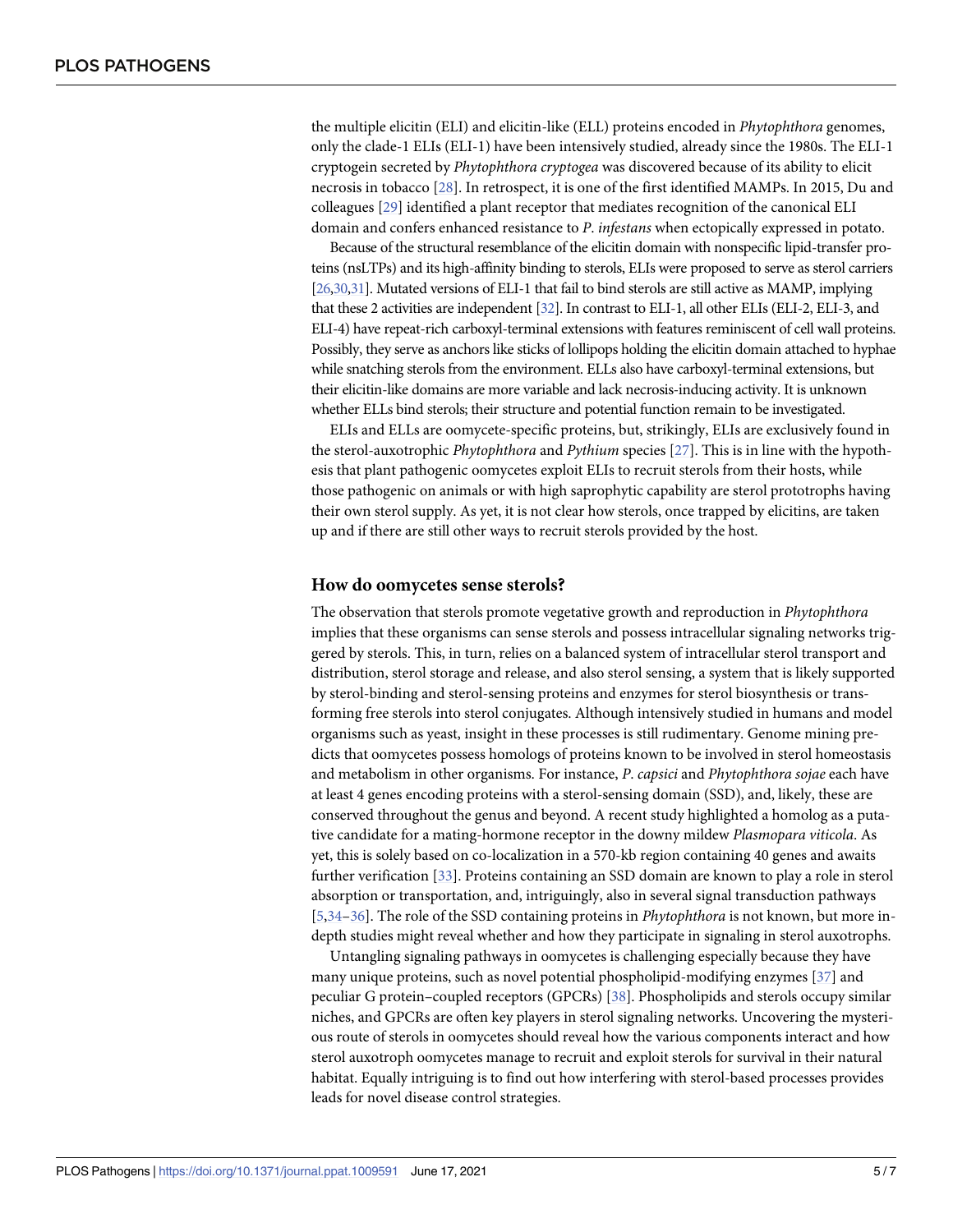the multiple elicitin (ELI) and elicitin-like (ELL) proteins encoded in *Phytophthora* genomes, only the clade-1 ELIs (ELI-1) have been intensively studied, already since the 1980s. The ELI-1 cryptogein secreted by *Phytophthora cryptogea* was discovered because of its ability to elicit necrosis in tobacco [28]. In retrospect, it is one of the first identified MAMPs. In 2015, Du and colleagues [29] identified a plant receptor that mediates recognition of the canonical ELI domain and confers enhanced resistance to *P*. *infestans* when ectopically expressed in potato.

Because of the structural resemblance of the elicitin domain with nonspecific lipid-transfer proteins (nsLTPs) and its high-affinity binding to sterols, ELIs were proposed to serve as sterol carriers [26,30,31]. Mutated versions of ELI-1 that fail to bind sterols are still active as MAMP, implying that these 2 activities are independent [32]. In contrast to ELI-1, all other ELIs (ELI-2, ELI-3, and ELI-4) have repeat-rich carboxyl-terminal extensions with features reminiscent of cell wall proteins. Possibly, they serve as anchors like sticks of lollipops holding the elicitin domain attached to hyphae while snatching sterols from the environment. ELLs also have carboxyl-terminal extensions, but their elicitin-like domains are more variable and lack necrosis-inducing activity. It is unknown whether ELLs bind sterols; their structure and potential function remain to be investigated.

ELIs and ELLs are oomycete-specific proteins, but, strikingly, ELIs are exclusively found in the sterol-auxotrophic *Phytophthora* and *Pythium* species [27]. This is in line with the hypothesis that plant pathogenic oomycetes exploit ELIs to recruit sterols from their hosts, while those pathogenic on animals or with high saprophytic capability are sterol prototrophs having their own sterol supply. As yet, it is not clear how sterols, once trapped by elicitins, are taken up and if there are still other ways to recruit sterols provided by the host.

## How do oomycetes sense sterols?

The observation that sterols promote vegetative growth and reproduction in *Phytophthora* implies that these organisms can sense sterols and possess intracellular signaling networks triggered by sterols. This, in turn, relies on a balanced system of intracellular sterol transport and distribution, sterol storage and release, and also sterol sensing, a system that is likely supported by sterol-binding and sterol-sensing proteins and enzymes for sterol biosynthesis or transforming free sterols into sterol conjugates. Although intensively studied in humans and model organisms such as yeast, insight in these processes is still rudimentary. Genome mining predicts that oomycetes possess homologs of proteins known to be involved in sterol homeostasis and metabolism in other organisms. For instance, *P*. *capsici* and *Phytophthora sojae* each have at least 4 genes encoding proteins with a sterol-sensing domain (SSD), and, likely, these are conserved throughout the genus and beyond. A recent study highlighted a homolog as a putative candidate for a mating-hormone receptor in the downy mildew *Plasmopara viticola*. As yet, this is solely based on co-localization in a 570-kb region containing 40 genes and awaits further verification [33]. Proteins containing an SSD domain are known to play a role in sterol absorption or transportation, and, intriguingly, also in several signal transduction pathways [5,34–36]. The role of the SSD containing proteins in *Phytophthora* is not known, but more in-depth studies might reveal whether and how they participate in signaling in sterol auxotrophs.

Untangling signaling pathways in oomycetes is challenging especially because they have many unique proteins, such as novel potential phospholipid-modifying enzymes [37] and peculiar G protein–coupled receptors (GPCRs) [38]. Phospholipids and sterols occupy similar niches, and GPCRs are often key players in sterol signaling networks. Uncovering the mysterious route of sterols in oomycetes should reveal how the various components interact and how sterol auxotroph oomycetes manage to recruit and exploit sterols for survival in their natural habitat. Equally intriguing is to find out how interfering with sterol-based processes provides leads for novel disease control strategies.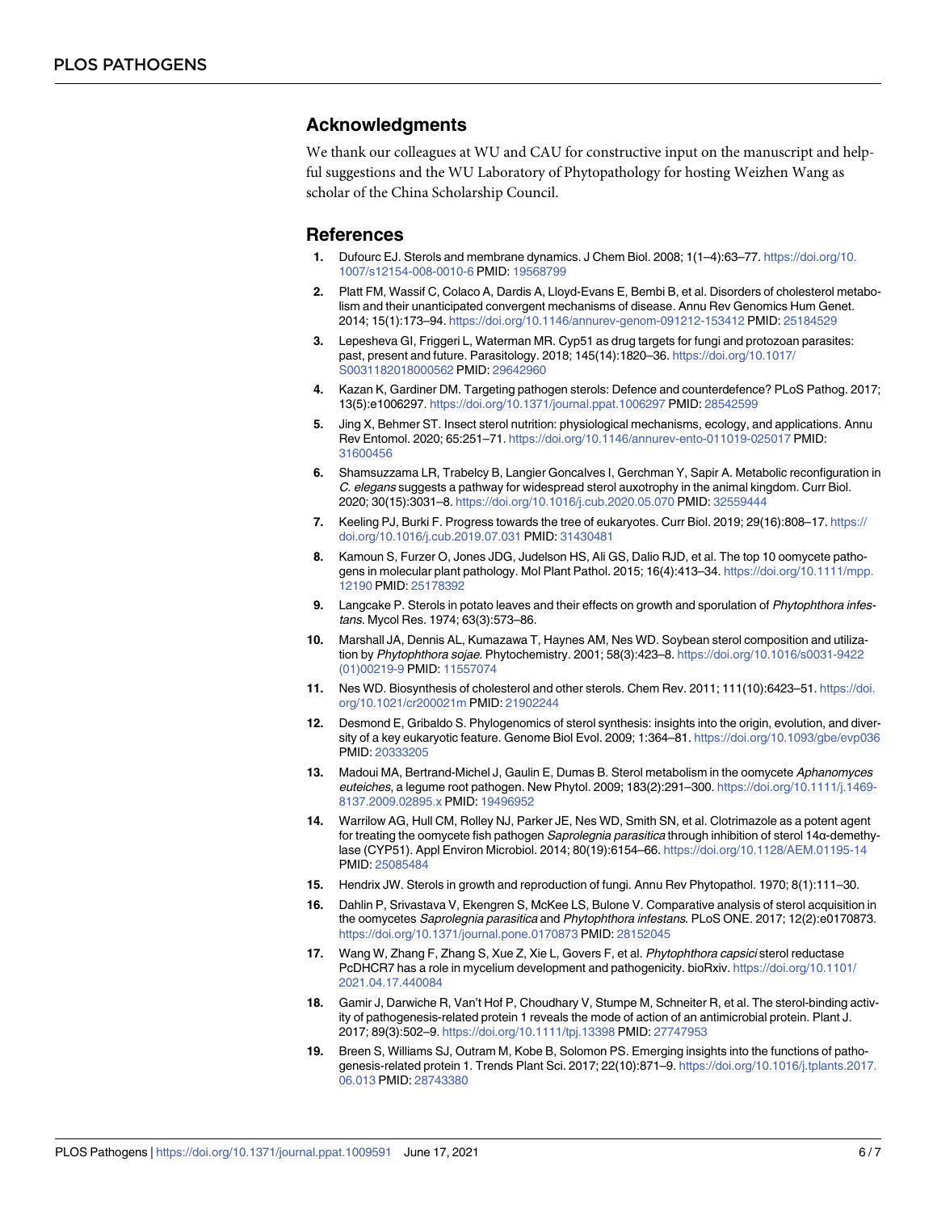## Acknowledgments

We thank our colleagues at WU and CAU for constructive input on the manuscript and helpful suggestions and the WU Laboratory of Phytopathology for hosting Weizhen Wang as scholar of the China Scholarship Council.

## References

1. Dufourc EJ. Sterols and membrane dynamics. J Chem Biol. 2008; 1(1–4):63–77. https://doi.org/10.1007/s12154-008-0010-6 PMID: 19568799
2. Platt FM, Wassif C, Colaco A, Dardis A, Lloyd-Evans E, Bembi B, et al. Disorders of cholesterol metabolism and their unanticipated convergent mechanisms of disease. Annu Rev Genomics Hum Genet. 2014; 15(1):173–94. https://doi.org/10.1146/annurev-genom-091212-153412 PMID: 25184529
3. Lepesheva GI, Friggeri L, Waterman MR. Cyp51 as drug targets for fungi and protozoan parasites: past, present and future. Parasitology. 2018; 145(14):1820–36. https://doi.org/10.1017/S0031182018000562 PMID: 29642960
4. Kazan K, Gardiner DM. Targeting pathogen sterols: Defence and counterdefence? PLoS Pathog. 2017; 13(5):e1006297. https://doi.org/10.1371/journal.ppat.1006297 PMID: 28542599
5. Jing X, Behmer ST. Insect sterol nutrition: physiological mechanisms, ecology, and applications. Annu Rev Entomol. 2020; 65:251–71. https://doi.org/10.1146/annurev-ento-011019-025017 PMID: 31600456
6. Shamsuzzama LR, Trabelcy B, Langier Goncalves I, Gerchman Y, Sapir A. Metabolic reconfiguration in *C. elegans* suggests a pathway for widespread sterol auxotrophy in the animal kingdom. Curr Biol. 2020; 30(15):3031–8. https://doi.org/10.1016/j.cub.2020.05.070 PMID: 32559444
7. Keeling PJ, Burki F. Progress towards the tree of eukaryotes. Curr Biol. 2019; 29(16):808–17. https://doi.org/10.1016/j.cub.2019.07.031 PMID: 31430481
8. Kamoun S, Furzer O, Jones JDG, Judelson HS, Ali GS, Dalio RJD, et al. The top 10 oomycete pathogens in molecular plant pathology. Mol Plant Pathol. 2015; 16(4):413–34. https://doi.org/10.1111/mpp.12190 PMID: 25178392
9. Langcake P. Sterols in potato leaves and their effects on growth and sporulation of *Phytophthora infestans*. Mycol Res. 1974; 63(3):573–86.
10. Marshall JA, Dennis AL, Kumazawa T, Haynes AM, Nes WD. Soybean sterol composition and utilization by *Phytophthora sojae*. Phytochemistry. 2001; 58(3):423–8. https://doi.org/10.1016/s0031-9422(01)00219-9 PMID: 11557074
11. Nes WD. Biosynthesis of cholesterol and other sterols. Chem Rev. 2011; 111(10):6423–51. https://doi.org/10.1021/cr200021m PMID: 21902244
12. Desmond E, Gribaldo S. Phylogenomics of sterol synthesis: insights into the origin, evolution, and diversity of a key eukaryotic feature. Genome Biol Evol. 2009; 1:364–81. https://doi.org/10.1093/gbe/evp036 PMID: 20333205
13. Madoui MA, Bertrand-Michel J, Gaulin E, Dumas B. Sterol metabolism in the oomycete *Aphanomyces euteiches*, a legume root pathogen. New Phytol. 2009; 183(2):291–300. https://doi.org/10.1111/j.1469-8137.2009.02895.x PMID: 19496952
14. Warrilow AG, Hull CM, Rolley NJ, Parker JE, Nes WD, Smith SN, et al. Clotrimazole as a potent agent for treating the oomycete fish pathogen *Saprolegnia parasitica* through inhibition of sterol 14α-demethylase (CYP51). Appl Environ Microbiol. 2014; 80(19):6154–66. https://doi.org/10.1128/AEM.01195-14 PMID: 25085484
15. Hendrix JW. Sterols in growth and reproduction of fungi. Annu Rev Phytopathol. 1970; 8(1):111–30.
16. Dahlin P, Srivastava V, Ekengren S, McKee LS, Bulone V. Comparative analysis of sterol acquisition in the oomycetes *Saprolegnia parasitica* and *Phytophthora infestans*. PLoS ONE. 2017; 12(2):e0170873. https://doi.org/10.1371/journal.pone.0170873 PMID: 28152045
17. Wang W, Zhang F, Zhang S, Xue Z, Xie L, Govers F, et al. *Phytophthora capsici* sterol reductase PcDHCR7 has a role in mycelium development and pathogenicity. bioRxiv. https://doi.org/10.1101/2021.04.17.440084
18. Gamir J, Darwiche R, Van't Hof P, Choudhary V, Stumpe M, Schneiter R, et al. The sterol-binding activity of pathogenesis-related protein 1 reveals the mode of action of an antimicrobial protein. Plant J. 2017; 89(3):502–9. https://doi.org/10.1111/tpj.13398 PMID: 27747953
19. Breen S, Williams SJ, Outram M, Kobe B, Solomon PS. Emerging insights into the functions of pathogenesis-related protein 1. Trends Plant Sci. 2017; 22(10):871–9. https://doi.org/10.1016/j.tplants.2017.06.013 PMID: 28743380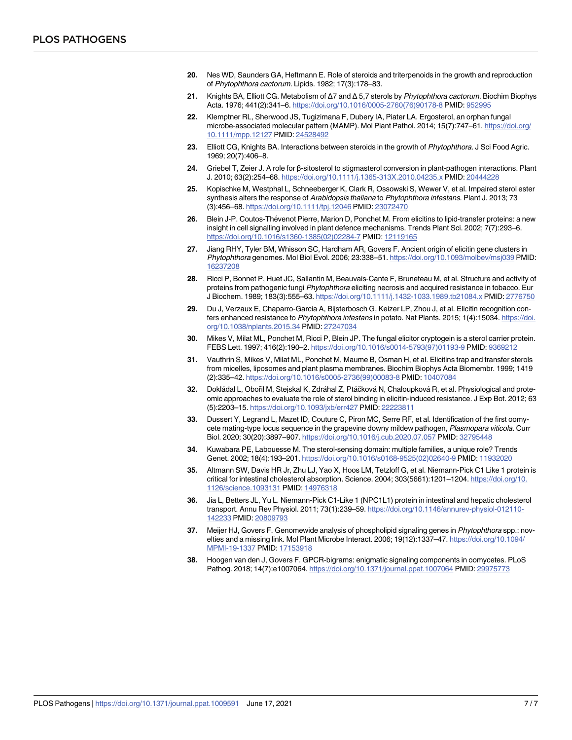20. Nes WD, Saunders GA, Heftmann E. Role of steroids and triterpenoids in the growth and reproduction of *Phytophthora cactorum*. Lipids. 1982; 17(3):178–83.
21. Knights BA, Elliott CG. Metabolism of Δ7 and Δ 5,7 sterols by *Phytophthora cactorum*. Biochim Biophys Acta. 1976; 441(2):341–6. https://doi.org/10.1016/0005-2760(76)90178-8 PMID: 952995
22. Klemptner RL, Sherwood JS, Tugizimana F, Dubery IA, Piater LA. Ergosterol, an orphan fungal microbe-associated molecular pattern (MAMP). Mol Plant Pathol. 2014; 15(7):747–61. https://doi.org/10.1111/mpp.12127 PMID: 24528492
23. Elliott CG, Knights BA. Interactions between steroids in the growth of *Phytophthora*. J Sci Food Agric. 1969; 20(7):406–8.
24. Griebel T, Zeier J. A role for β-sitosterol to stigmasterol conversion in plant-pathogen interactions. Plant J. 2010; 63(2):254–68. https://doi.org/10.1111/j.1365-313X.2010.04235.x PMID: 20444228
25. Kopischke M, Westphal L, Schneeberger K, Clark R, Ossowski S, Wewer V, et al. Impaired sterol ester synthesis alters the response of *Arabidopsis thaliana* to *Phytophthora infestans*. Plant J. 2013; 73 (3):456–68. https://doi.org/10.1111/tpj.12046 PMID: 23072470
26. Blein J-P. Coutos-Thévenot Pierre, Marion D, Ponchet M. From elicitins to lipid-transfer proteins: a new insight in cell signalling involved in plant defence mechanisms. Trends Plant Sci. 2002; 7(7):293–6. https://doi.org/10.1016/s1360-1385(02)02284-7 PMID: 12119165
27. Jiang RHY, Tyler BM, Whisson SC, Hardham AR, Govers F. Ancient origin of elicitin gene clusters in *Phytophthora* genomes. Mol Biol Evol. 2006; 23:338–51. https://doi.org/10.1093/molbev/msj039 PMID: 16237208
28. Ricci P, Bonnet P, Huet JC, Sallantin M, Beauvais-Cante F, Bruneteau M, et al. Structure and activity of proteins from pathogenic fungi *Phytophthora* eliciting necrosis and acquired resistance in tobacco. Eur J Biochem. 1989; 183(3):555–63. https://doi.org/10.1111/j.1432-1033.1989.tb21084.x PMID: 2776750
29. Du J, Verzaux E, Chaparro-Garcia A, Bijsterbosch G, Keizer LP, Zhou J, et al. Elicitin recognition confers enhanced resistance to *Phytophthora infestans* in potato. Nat Plants. 2015; 1(4):15034. https://doi.org/10.1038/nplants.2015.34 PMID: 27247034
30. Mikes V, Milat ML, Ponchet M, Ricci P, Blein JP. The fungal elicitor cryptogein is a sterol carrier protein. FEBS Lett. 1997; 416(2):190–2. https://doi.org/10.1016/s0014-5793(97)01193-9 PMID: 9369212
31. Vauthrin S, Mikes V, Milat ML, Ponchet M, Maume B, Osman H, et al. Elicitins trap and transfer sterols from micelles, liposomes and plant plasma membranes. Biochim Biophys Acta Biomembr. 1999; 1419 (2):335–42. https://doi.org/10.1016/s0005-2736(99)00083-8 PMID: 10407084
32. Dokládal L, Obořil M, Stejskal K, Zdráhal Z, Ptáčková N, Chaloupková R, et al. Physiological and proteomic approaches to evaluate the role of sterol binding in elicitin-induced resistance. J Exp Bot. 2012; 63 (5):2203–15. https://doi.org/10.1093/jxb/err427 PMID: 22223811
33. Dussert Y, Legrand L, Mazet ID, Couture C, Piron MC, Serre RF, et al. Identification of the first oomycete mating-type locus sequence in the grapevine downy mildew pathogen, *Plasmopara viticola*. Curr Biol. 2020; 30(20):3897–907. https://doi.org/10.1016/j.cub.2020.07.057 PMID: 32795448
34. Kuwabara PE, Labouesse M. The sterol-sensing domain: multiple families, a unique role? Trends Genet. 2002; 18(4):193–201. https://doi.org/10.1016/s0168-9525(02)02640-9 PMID: 11932020
35. Altmann SW, Davis HR Jr, Zhu LJ, Yao X, Hoos LM, Tetzloff G, et al. Niemann-Pick C1 Like 1 protein is critical for intestinal cholesterol absorption. Science. 2004; 303(5661):1201–1204. https://doi.org/10.1126/science.1093131 PMID: 14976318
36. Jia L, Betters JL, Yu L. Niemann-Pick C1-Like 1 (NPC1L1) protein in intestinal and hepatic cholesterol transport. Annu Rev Physiol. 2011; 73(1):239–59. https://doi.org/10.1146/annurev-physiol-012110-142233 PMID: 20809793
37. Meijer HJ, Govers F. Genomewide analysis of phospholipid signaling genes in *Phytophthora* spp.: novelties and a missing link. Mol Plant Microbe Interact. 2006; 19(12):1337–47. https://doi.org/10.1094/MPMI-19-1337 PMID: 17153918
38. Hoogen van den J, Govers F. GPCR-bigrams: enigmatic signaling components in oomycetes. PLoS Pathog. 2018; 14(7):e1007064. https://doi.org/10.1371/journal.ppat.1007064 PMID: 29975773